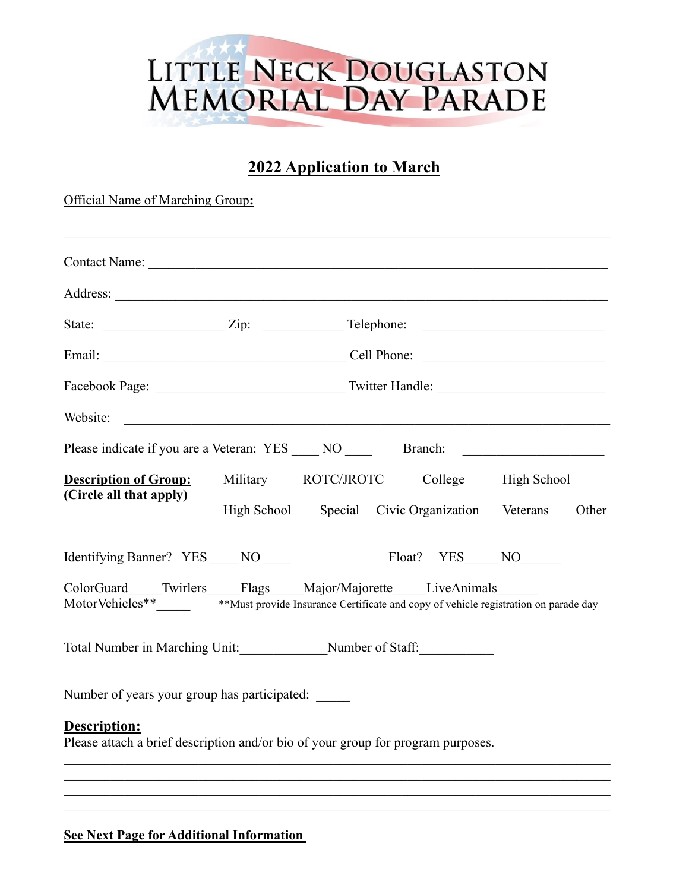# Little Neck Douglaston Memorial Day Parade

## 2022 Application to March

Official Name of Marching Group:

______________________________________________________________________________

Contact Name: ______________________________________________________________

Address: __________________________________________________________________

State: _______________ Zip: __________ Telephone: ______________________

Email: ________________________________ Cell Phone: ______________________

Facebook Page: ________________________ Twitter Handle: ____________________

Website: __________________________________________________________________

Please indicate if you are a Veteran: YES ____ NO ____ Branch: ________________

**Description of Group:** Military ROTC/JROTC College High School
**(Circle all that apply)** High School Special Civic Organization Veterans Other

Identifying Banner? YES ____ NO ____ Float? YES_____ NO______

ColorGuard_____Twirlers_____Flags_____Major/Majorette_____LiveAnimals______
MotorVehicles**_____ **Must provide Insurance Certificate and copy of vehicle registration on parade day

Total Number in Marching Unit:____________Number of Staff:__________

Number of years your group has participated: _____

**Description:**
Please attach a brief description and/or bio of your group for program purposes.

______________________________________________________________________________

______________________________________________________________________________

______________________________________________________________________________

______________________________________________________________________________

**See Next Page for Additional Information**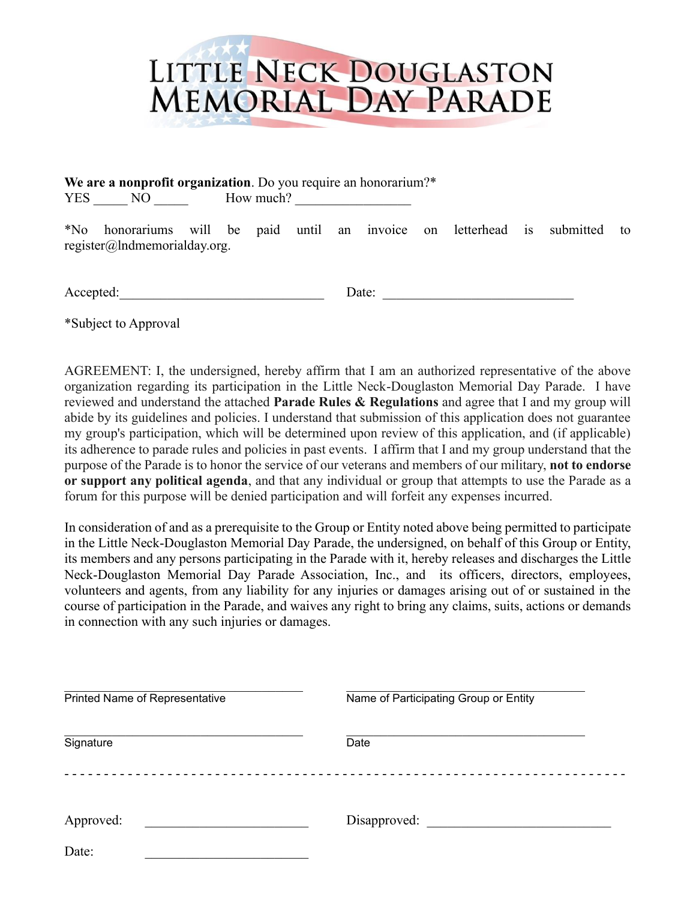# LITTLE NECK DOUGLASTON MEMORIAL DAY PARADE

**We are a nonprofit organization**. Do you require an honorarium?*
YES _____ NO _____ How much? _________________

*No honorariums will be paid until an invoice on letterhead is submitted to register@lndmemorialday.org.

Accepted:______________________________ Date: ____________________________

*Subject to Approval

AGREEMENT: I, the undersigned, hereby affirm that I am an authorized representative of the above organization regarding its participation in the Little Neck-Douglaston Memorial Day Parade. I have reviewed and understand the attached **Parade Rules & Regulations** and agree that I and my group will abide by its guidelines and policies. I understand that submission of this application does not guarantee my group's participation, which will be determined upon review of this application, and (if applicable) its adherence to parade rules and policies in past events. I affirm that I and my group understand that the purpose of the Parade is to honor the service of our veterans and members of our military, **not to endorse or support any political agenda**, and that any individual or group that attempts to use the Parade as a forum for this purpose will be denied participation and will forfeit any expenses incurred.

In consideration of and as a prerequisite to the Group or Entity noted above being permitted to participate in the Little Neck-Douglaston Memorial Day Parade, the undersigned, on behalf of this Group or Entity, its members and any persons participating in the Parade with it, hereby releases and discharges the Little Neck-Douglaston Memorial Day Parade Association, Inc., and its officers, directors, employees, volunteers and agents, from any liability for any injuries or damages arising out of or sustained in the course of participation in the Parade, and waives any right to bring any claims, suits, actions or demands in connection with any such injuries or damages.

____________________________________ ____________________________________
Printed Name of Representative Name of Participating Group or Entity

____________________________________ ____________________________________
Signature Date

- - - - - - - - - - - - - - - - - - - - - - - - - - - - - - - - - - - - - - - - - - - - - - - - - - - - - - - - - - - - - - - -

Approved: ________________________ Disapproved: ___________________________

Date: ________________________